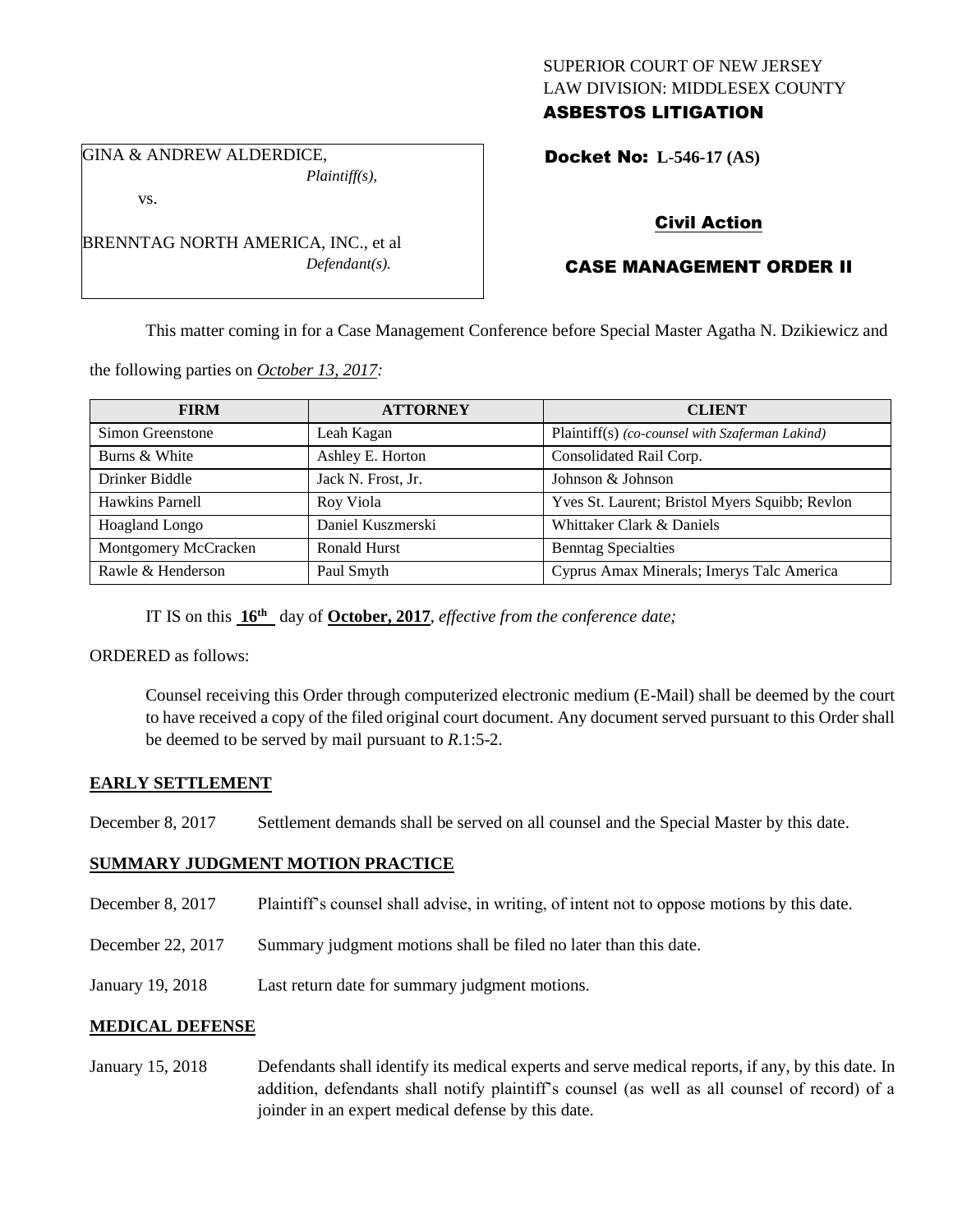SUPERIOR COURT OF NEW JERSEY
LAW DIVISION: MIDDLESEX COUNTY
**ASBESTOS LITIGATION**

GINA & ANDREW ALDERDICE,
*Plaintiff(s),*

vs.

BRENNTAG NORTH AMERICA, INC., et al
*Defendant(s).*

**Docket No: L-546-17 (AS)**

**Civil Action**

**CASE MANAGEMENT ORDER II**

This matter coming in for a Case Management Conference before Special Master Agatha N. Dzikiewicz and the following parties on *October 13, 2017:*

| FIRM | ATTORNEY | CLIENT |
|---|---|---|
| Simon Greenstone | Leah Kagan | Plaintiff(s) *(co-counsel with Szaferman Lakind)* |
| Burns & White | Ashley E. Horton | Consolidated Rail Corp. |
| Drinker Biddle | Jack N. Frost, Jr. | Johnson & Johnson |
| Hawkins Parnell | Roy Viola | Yves St. Laurent; Bristol Myers Squibb; Revlon |
| Hoagland Longo | Daniel Kuszmerski | Whittaker Clark & Daniels |
| Montgomery McCracken | Ronald Hurst | Benntag Specialties |
| Rawle & Henderson | Paul Smyth | Cyprus Amax Minerals; Imerys Talc America |

IT IS on this **16th** day of **October, 2017**, *effective from the conference date;*

ORDERED as follows:

Counsel receiving this Order through computerized electronic medium (E-Mail) shall be deemed by the court to have received a copy of the filed original court document. Any document served pursuant to this Order shall be deemed to be served by mail pursuant to *R*.1:5-2.

**EARLY SETTLEMENT**

December 8, 2017 Settlement demands shall be served on all counsel and the Special Master by this date.

**SUMMARY JUDGMENT MOTION PRACTICE**

December 8, 2017 Plaintiff's counsel shall advise, in writing, of intent not to oppose motions by this date.

December 22, 2017 Summary judgment motions shall be filed no later than this date.

January 19, 2018 Last return date for summary judgment motions.

**MEDICAL DEFENSE**

January 15, 2018 Defendants shall identify its medical experts and serve medical reports, if any, by this date. In addition, defendants shall notify plaintiff's counsel (as well as all counsel of record) of a joinder in an expert medical defense by this date.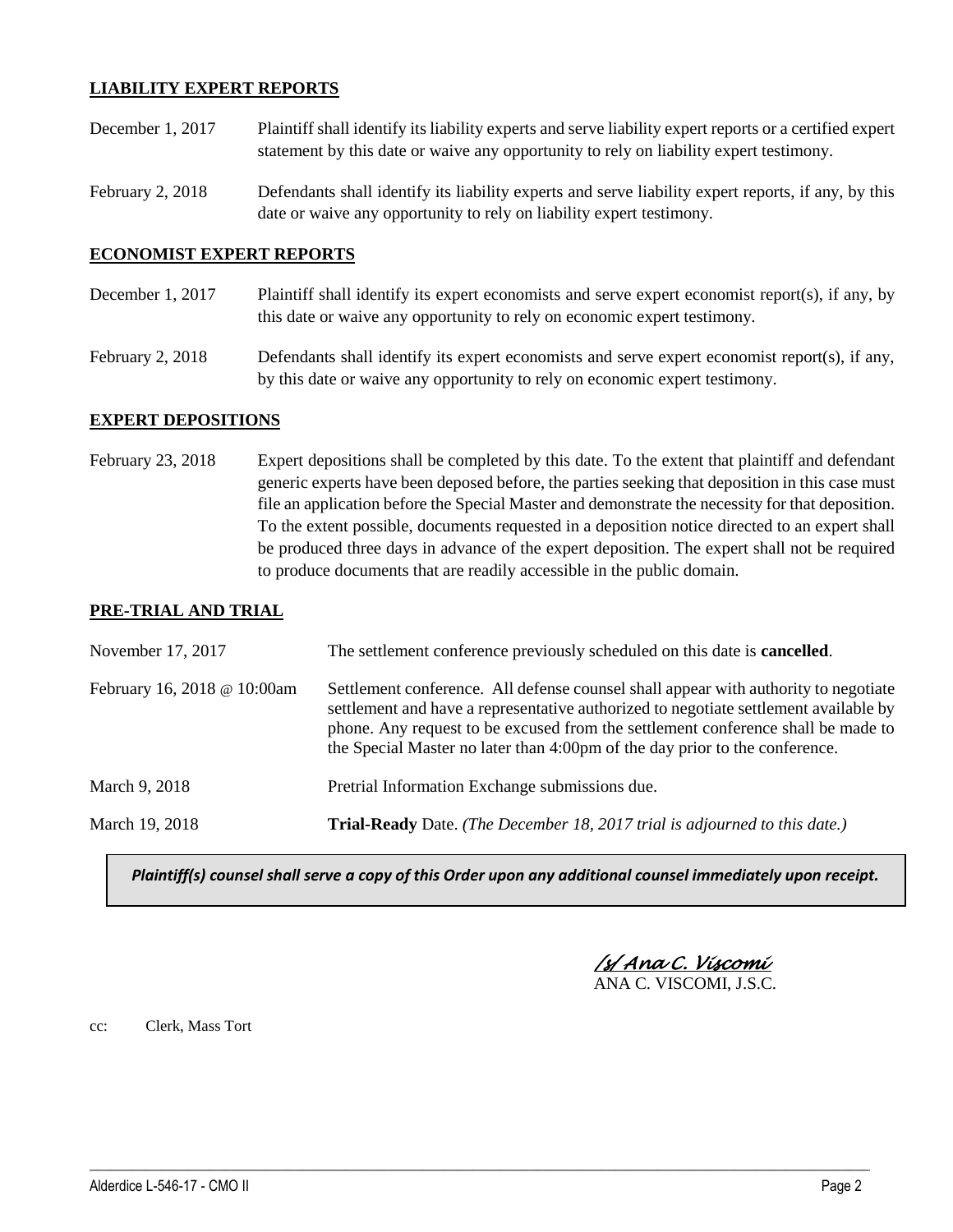**LIABILITY EXPERT REPORTS**

| | |
|---|---|
| December 1, 2017 | Plaintiff shall identify its liability experts and serve liability expert reports or a certified expert statement by this date or waive any opportunity to rely on liability expert testimony. |
| February 2, 2018 | Defendants shall identify its liability experts and serve liability expert reports, if any, by this date or waive any opportunity to rely on liability expert testimony. |

**ECONOMIST EXPERT REPORTS**

| | |
|---|---|
| December 1, 2017 | Plaintiff shall identify its expert economists and serve expert economist report(s), if any, by this date or waive any opportunity to rely on economic expert testimony. |
| February 2, 2018 | Defendants shall identify its expert economists and serve expert economist report(s), if any, by this date or waive any opportunity to rely on economic expert testimony. |

**EXPERT DEPOSITIONS**

| | |
|---|---|
| February 23, 2018 | Expert depositions shall be completed by this date. To the extent that plaintiff and defendant generic experts have been deposed before, the parties seeking that deposition in this case must file an application before the Special Master and demonstrate the necessity for that deposition. To the extent possible, documents requested in a deposition notice directed to an expert shall be produced three days in advance of the expert deposition. The expert shall not be required to produce documents that are readily accessible in the public domain. |

**PRE-TRIAL AND TRIAL**

| | |
|---|---|
| November 17, 2017 | The settlement conference previously scheduled on this date is **cancelled**. |
| February 16, 2018 @ 10:00am | Settlement conference. All defense counsel shall appear with authority to negotiate settlement and have a representative authorized to negotiate settlement available by phone. Any request to be excused from the settlement conference shall be made to the Special Master no later than 4:00pm of the day prior to the conference. |
| March 9, 2018 | Pretrial Information Exchange submissions due. |
| March 19, 2018 | **Trial-Ready** Date. *(The December 18, 2017 trial is adjourned to this date.)* |

***Plaintiff(s) counsel shall serve a copy of this Order upon any additional counsel immediately upon receipt.***

*/s/ Ana C. Viscomi*
ANA C. VISCOMI, J.S.C.

cc: Clerk, Mass Tort